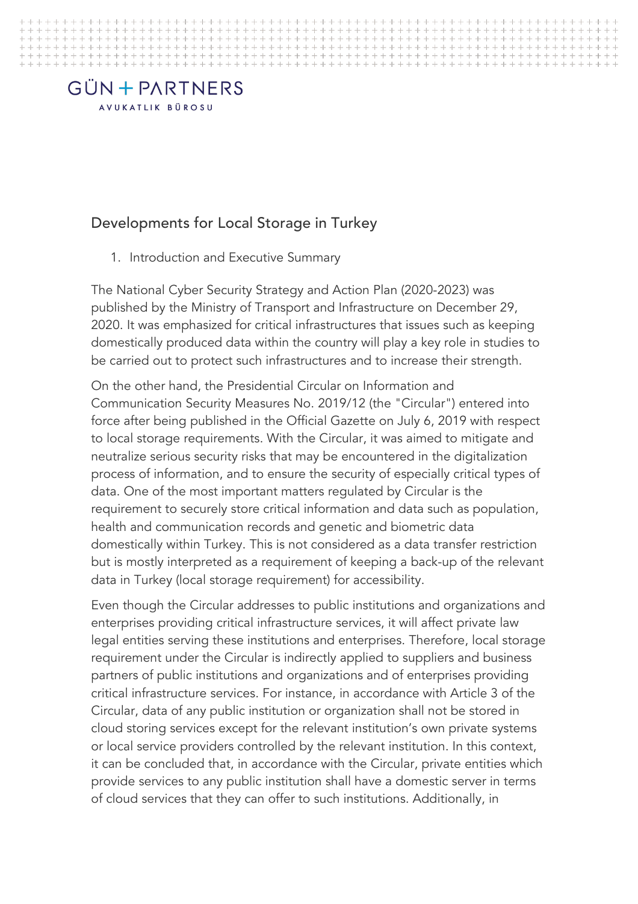GÜN + PARTNERS

AVUKATLIK BÜROSU

# Developments for Local Storage in Turkey

1. Introduction and Executive Summary

The National Cyber Security Strategy and Action Plan (2020-2023) was published by the Ministry of Transport and Infrastructure on December 29, 2020. It was emphasized for critical infrastructures that issues such as keeping domestically produced data within the country will play a key role in studies to be carried out to protect such infrastructures and to increase their strength.

On the other hand, the Presidential Circular on Information and Communication Security Measures No. 2019/12 (the "Circular") entered into force after being published in the Official Gazette on July 6, 2019 with respect to local storage requirements. With the Circular, it was aimed to mitigate and neutralize serious security risks that may be encountered in the digitalization process of information, and to ensure the security of especially critical types of data. One of the most important matters regulated by Circular is the requirement to securely store critical information and data such as population, health and communication records and genetic and biometric data domestically within Turkey. This is not considered as a data transfer restriction but is mostly interpreted as a requirement of keeping a back-up of the relevant data in Turkey (local storage requirement) for accessibility.

Even though the Circular addresses to public institutions and organizations and enterprises providing critical infrastructure services, it will affect private law legal entities serving these institutions and enterprises. Therefore, local storage requirement under the Circular is indirectly applied to suppliers and business partners of public institutions and organizations and of enterprises providing critical infrastructure services. For instance, in accordance with Article 3 of the Circular, data of any public institution or organization shall not be stored in cloud storing services except for the relevant institution's own private systems or local service providers controlled by the relevant institution. In this context, it can be concluded that, in accordance with the Circular, private entities which provide services to any public institution shall have a domestic server in terms of cloud services that they can offer to such institutions. Additionally, in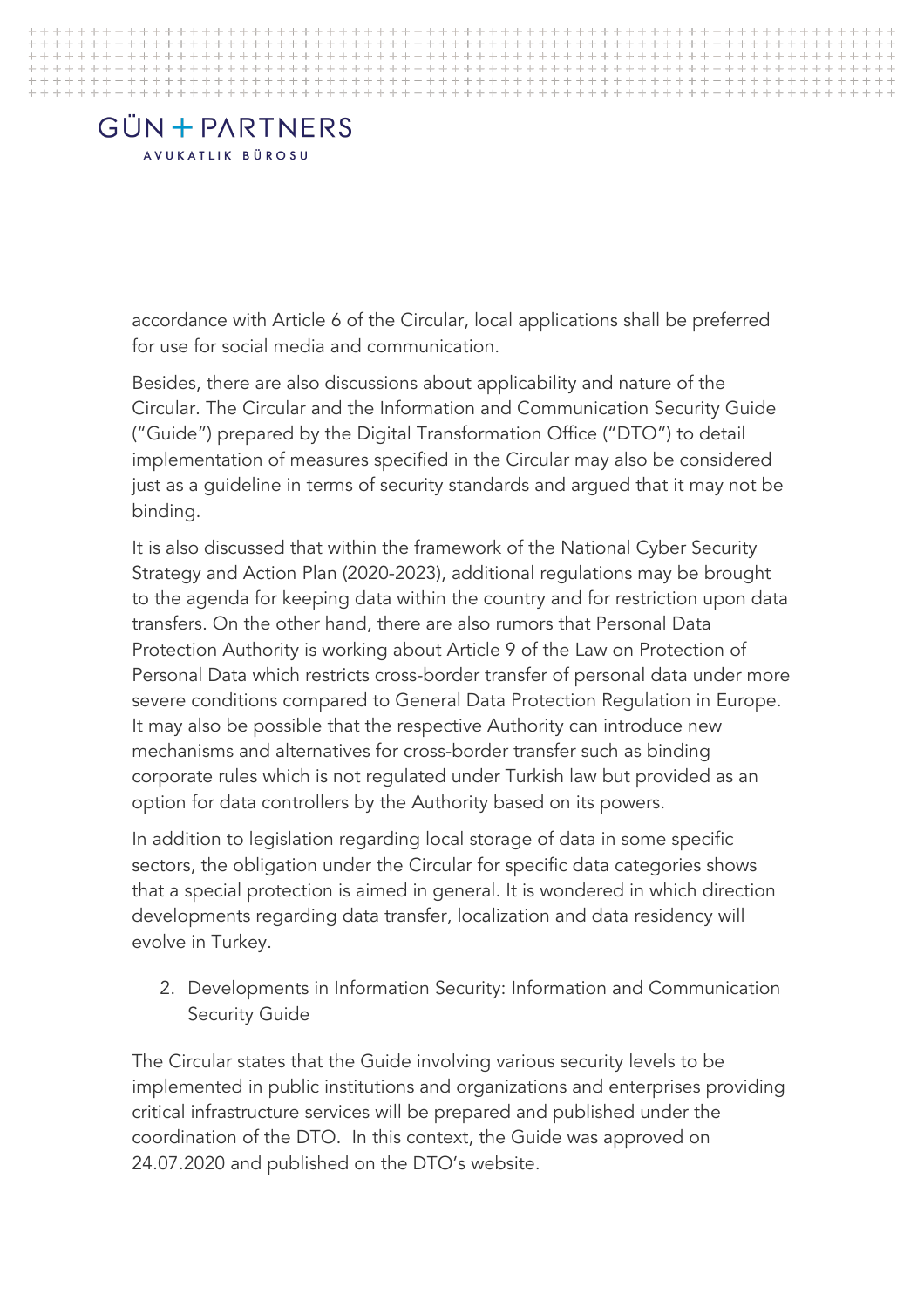accordance with Article 6 of the Circular, local applications shall be preferred for use for social media and communication.

Besides, there are also discussions about applicability and nature of the Circular. The Circular and the Information and Communication Security Guide ("Guide") prepared by the Digital Transformation Office ("DTO") to detail implementation of measures specified in the Circular may also be considered just as a guideline in terms of security standards and argued that it may not be binding.

It is also discussed that within the framework of the National Cyber Security Strategy and Action Plan (2020-2023), additional regulations may be brought to the agenda for keeping data within the country and for restriction upon data transfers. On the other hand, there are also rumors that Personal Data Protection Authority is working about Article 9 of the Law on Protection of Personal Data which restricts cross-border transfer of personal data under more severe conditions compared to General Data Protection Regulation in Europe. It may also be possible that the respective Authority can introduce new mechanisms and alternatives for cross-border transfer such as binding corporate rules which is not regulated under Turkish law but provided as an option for data controllers by the Authority based on its powers.

In addition to legislation regarding local storage of data in some specific sectors, the obligation under the Circular for specific data categories shows that a special protection is aimed in general. It is wondered in which direction developments regarding data transfer, localization and data residency will evolve in Turkey.

2. Developments in Information Security: Information and Communication Security Guide

The Circular states that the Guide involving various security levels to be implemented in public institutions and organizations and enterprises providing critical infrastructure services will be prepared and published under the coordination of the DTO. In this context, the Guide was approved on 24.07.2020 and published on the DTO's website.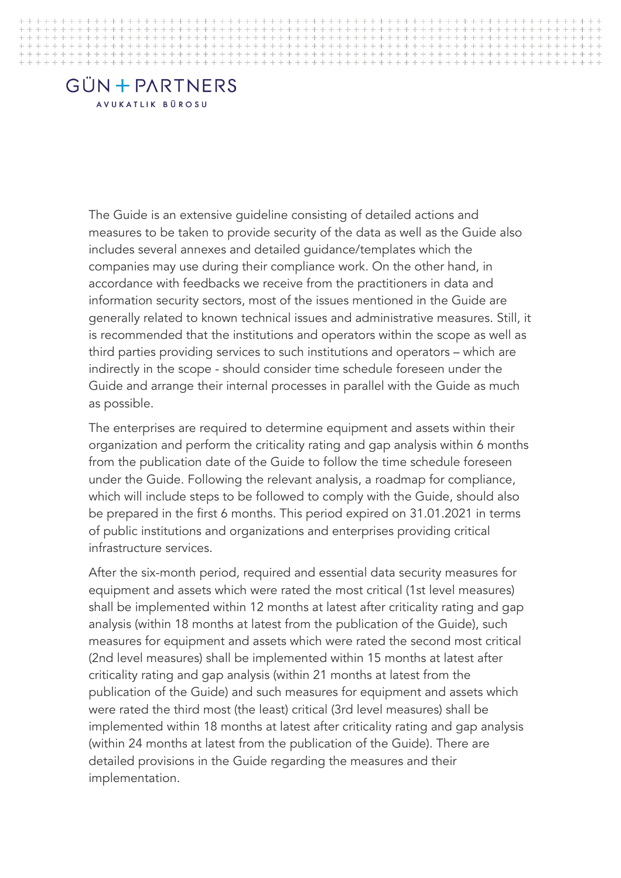The Guide is an extensive guideline consisting of detailed actions and measures to be taken to provide security of the data as well as the Guide also includes several annexes and detailed guidance/templates which the companies may use during their compliance work. On the other hand, in accordance with feedbacks we receive from the practitioners in data and information security sectors, most of the issues mentioned in the Guide are generally related to known technical issues and administrative measures. Still, it is recommended that the institutions and operators within the scope as well as third parties providing services to such institutions and operators – which are indirectly in the scope - should consider time schedule foreseen under the Guide and arrange their internal processes in parallel with the Guide as much as possible.

The enterprises are required to determine equipment and assets within their organization and perform the criticality rating and gap analysis within 6 months from the publication date of the Guide to follow the time schedule foreseen under the Guide. Following the relevant analysis, a roadmap for compliance, which will include steps to be followed to comply with the Guide, should also be prepared in the first 6 months. This period expired on 31.01.2021 in terms of public institutions and organizations and enterprises providing critical infrastructure services.

After the six-month period, required and essential data security measures for equipment and assets which were rated the most critical (1st level measures) shall be implemented within 12 months at latest after criticality rating and gap analysis (within 18 months at latest from the publication of the Guide), such measures for equipment and assets which were rated the second most critical (2nd level measures) shall be implemented within 15 months at latest after criticality rating and gap analysis (within 21 months at latest from the publication of the Guide) and such measures for equipment and assets which were rated the third most (the least) critical (3rd level measures) shall be implemented within 18 months at latest after criticality rating and gap analysis (within 24 months at latest from the publication of the Guide). There are detailed provisions in the Guide regarding the measures and their implementation.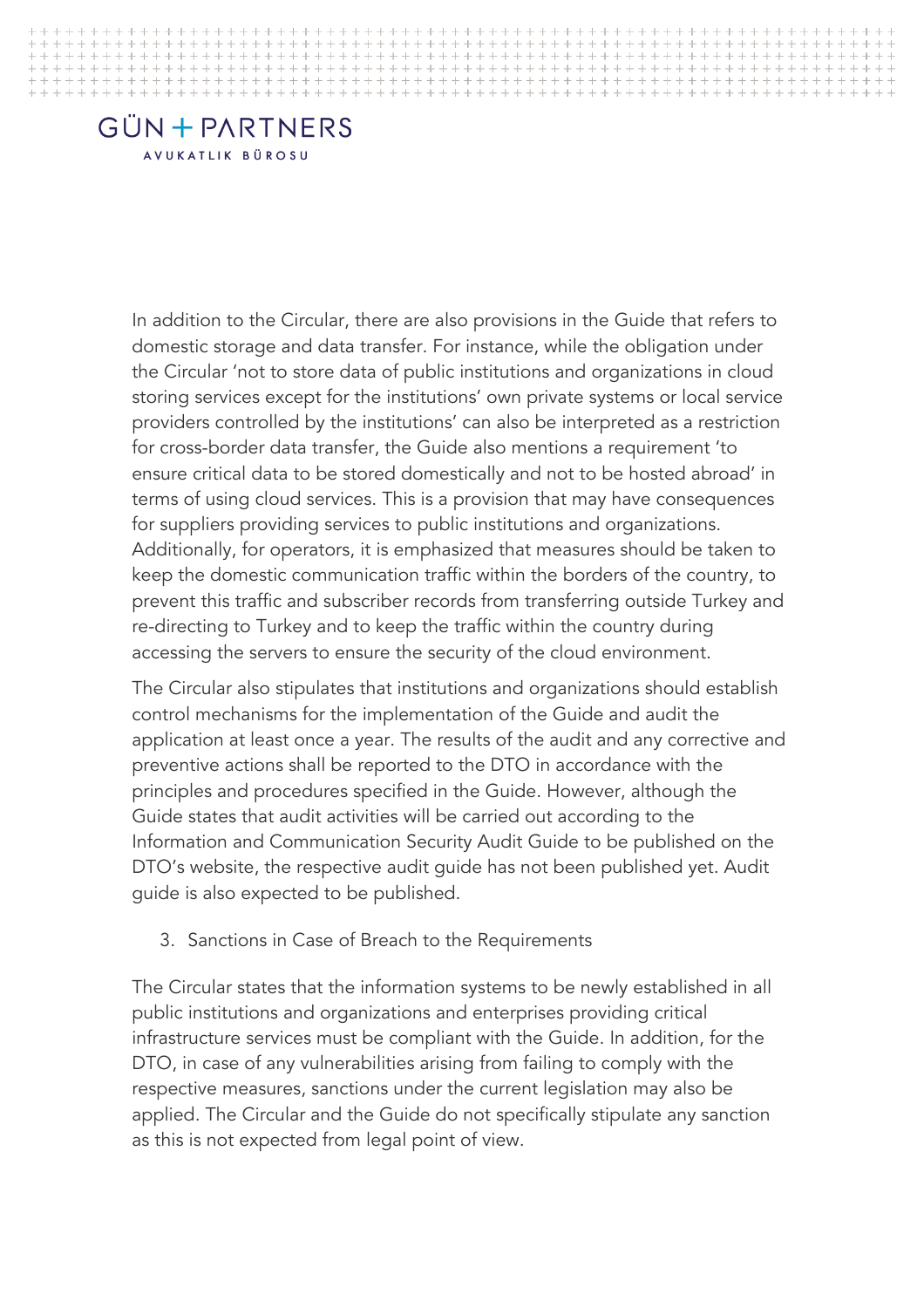In addition to the Circular, there are also provisions in the Guide that refers to domestic storage and data transfer. For instance, while the obligation under the Circular 'not to store data of public institutions and organizations in cloud storing services except for the institutions' own private systems or local service providers controlled by the institutions' can also be interpreted as a restriction for cross-border data transfer, the Guide also mentions a requirement 'to ensure critical data to be stored domestically and not to be hosted abroad' in terms of using cloud services. This is a provision that may have consequences for suppliers providing services to public institutions and organizations. Additionally, for operators, it is emphasized that measures should be taken to keep the domestic communication traffic within the borders of the country, to prevent this traffic and subscriber records from transferring outside Turkey and re-directing to Turkey and to keep the traffic within the country during accessing the servers to ensure the security of the cloud environment.

The Circular also stipulates that institutions and organizations should establish control mechanisms for the implementation of the Guide and audit the application at least once a year. The results of the audit and any corrective and preventive actions shall be reported to the DTO in accordance with the principles and procedures specified in the Guide. However, although the Guide states that audit activities will be carried out according to the Information and Communication Security Audit Guide to be published on the DTO's website, the respective audit guide has not been published yet. Audit guide is also expected to be published.

3. Sanctions in Case of Breach to the Requirements

The Circular states that the information systems to be newly established in all public institutions and organizations and enterprises providing critical infrastructure services must be compliant with the Guide. In addition, for the DTO, in case of any vulnerabilities arising from failing to comply with the respective measures, sanctions under the current legislation may also be applied. The Circular and the Guide do not specifically stipulate any sanction as this is not expected from legal point of view.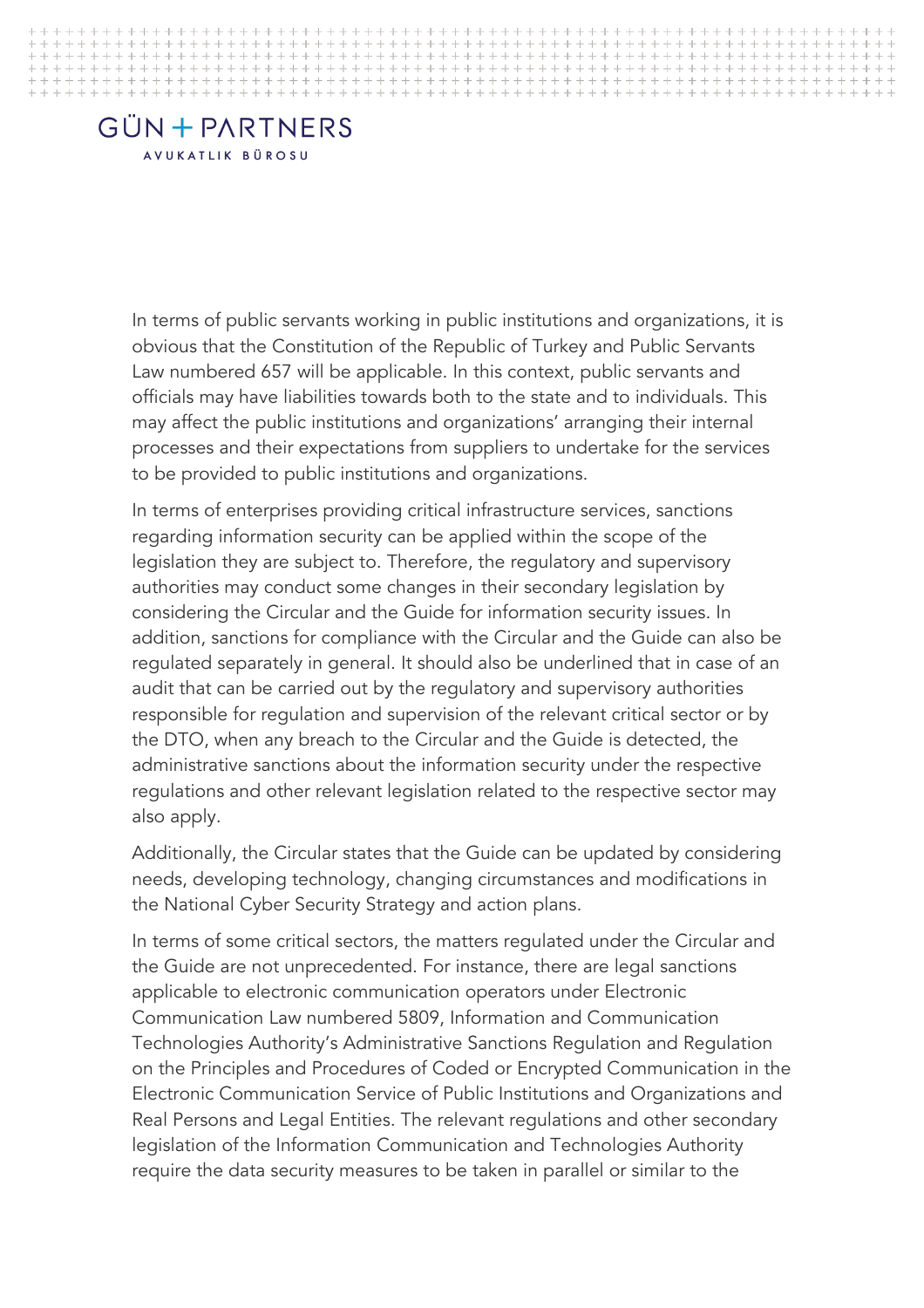In terms of public servants working in public institutions and organizations, it is obvious that the Constitution of the Republic of Turkey and Public Servants Law numbered 657 will be applicable. In this context, public servants and officials may have liabilities towards both to the state and to individuals. This may affect the public institutions and organizations' arranging their internal processes and their expectations from suppliers to undertake for the services to be provided to public institutions and organizations.

In terms of enterprises providing critical infrastructure services, sanctions regarding information security can be applied within the scope of the legislation they are subject to. Therefore, the regulatory and supervisory authorities may conduct some changes in their secondary legislation by considering the Circular and the Guide for information security issues. In addition, sanctions for compliance with the Circular and the Guide can also be regulated separately in general. It should also be underlined that in case of an audit that can be carried out by the regulatory and supervisory authorities responsible for regulation and supervision of the relevant critical sector or by the DTO, when any breach to the Circular and the Guide is detected, the administrative sanctions about the information security under the respective regulations and other relevant legislation related to the respective sector may also apply.

Additionally, the Circular states that the Guide can be updated by considering needs, developing technology, changing circumstances and modifications in the National Cyber Security Strategy and action plans.

In terms of some critical sectors, the matters regulated under the Circular and the Guide are not unprecedented. For instance, there are legal sanctions applicable to electronic communication operators under Electronic Communication Law numbered 5809, Information and Communication Technologies Authority's Administrative Sanctions Regulation and Regulation on the Principles and Procedures of Coded or Encrypted Communication in the Electronic Communication Service of Public Institutions and Organizations and Real Persons and Legal Entities. The relevant regulations and other secondary legislation of the Information Communication and Technologies Authority require the data security measures to be taken in parallel or similar to the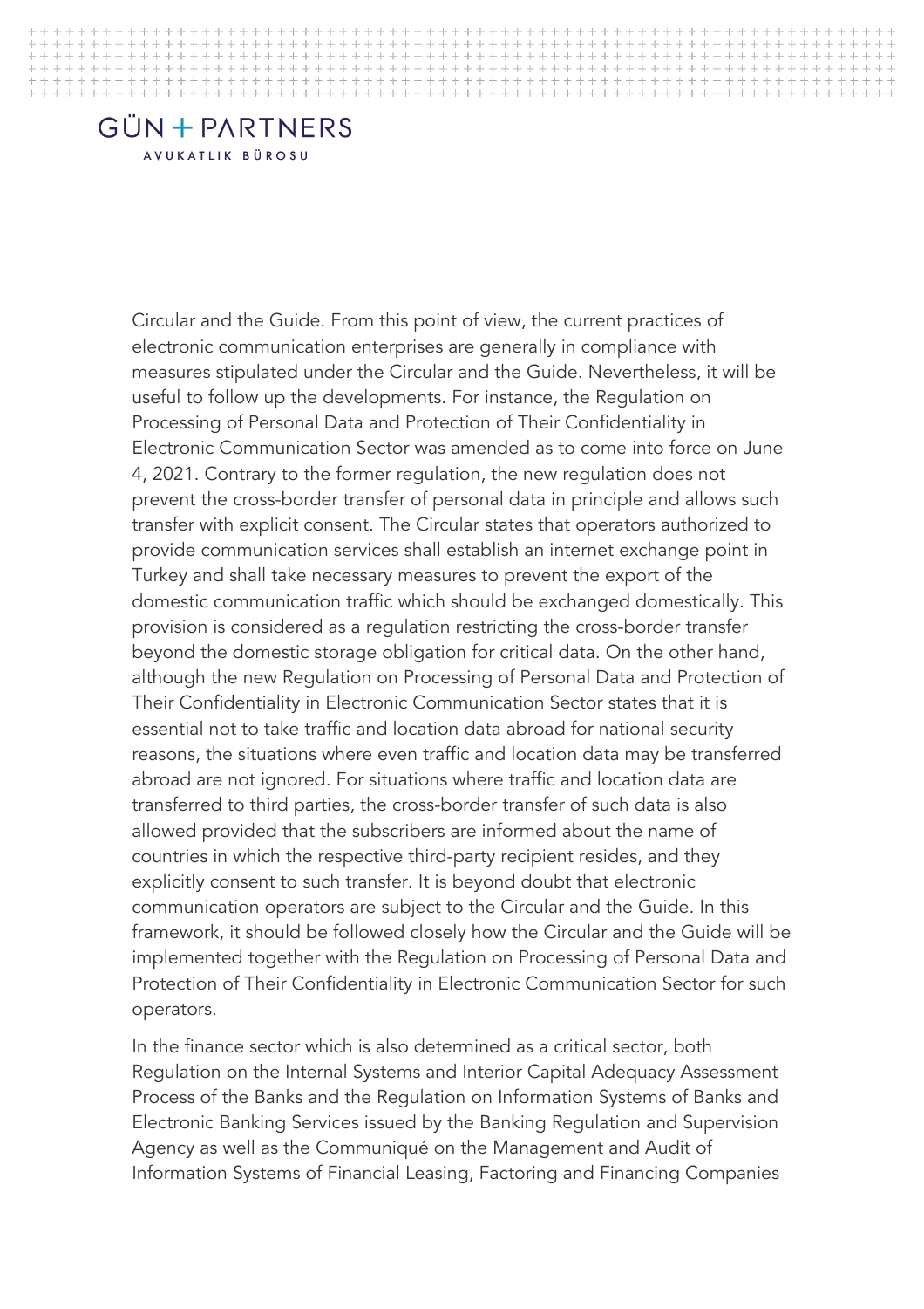Circular and the Guide. From this point of view, the current practices of electronic communication enterprises are generally in compliance with measures stipulated under the Circular and the Guide. Nevertheless, it will be useful to follow up the developments. For instance, the Regulation on Processing of Personal Data and Protection of Their Confidentiality in Electronic Communication Sector was amended as to come into force on June 4, 2021. Contrary to the former regulation, the new regulation does not prevent the cross-border transfer of personal data in principle and allows such transfer with explicit consent. The Circular states that operators authorized to provide communication services shall establish an internet exchange point in Turkey and shall take necessary measures to prevent the export of the domestic communication traffic which should be exchanged domestically. This provision is considered as a regulation restricting the cross-border transfer beyond the domestic storage obligation for critical data. On the other hand, although the new Regulation on Processing of Personal Data and Protection of Their Confidentiality in Electronic Communication Sector states that it is essential not to take traffic and location data abroad for national security reasons, the situations where even traffic and location data may be transferred abroad are not ignored. For situations where traffic and location data are transferred to third parties, the cross-border transfer of such data is also allowed provided that the subscribers are informed about the name of countries in which the respective third-party recipient resides, and they explicitly consent to such transfer. It is beyond doubt that electronic communication operators are subject to the Circular and the Guide. In this framework, it should be followed closely how the Circular and the Guide will be implemented together with the Regulation on Processing of Personal Data and Protection of Their Confidentiality in Electronic Communication Sector for such operators.

In the finance sector which is also determined as a critical sector, both Regulation on the Internal Systems and Interior Capital Adequacy Assessment Process of the Banks and the Regulation on Information Systems of Banks and Electronic Banking Services issued by the Banking Regulation and Supervision Agency as well as the Communiqué on the Management and Audit of Information Systems of Financial Leasing, Factoring and Financing Companies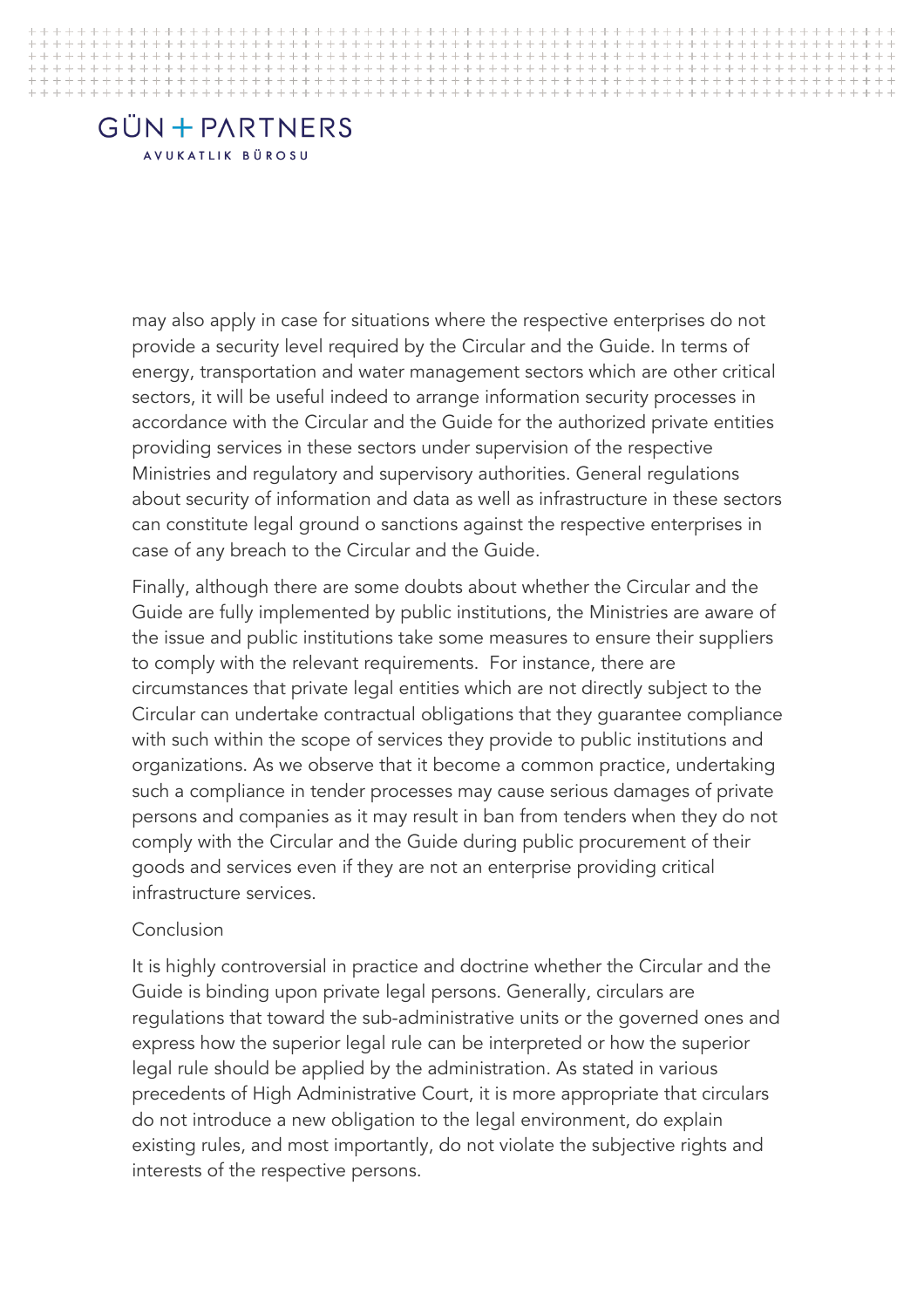may also apply in case for situations where the respective enterprises do not provide a security level required by the Circular and the Guide. In terms of energy, transportation and water management sectors which are other critical sectors, it will be useful indeed to arrange information security processes in accordance with the Circular and the Guide for the authorized private entities providing services in these sectors under supervision of the respective Ministries and regulatory and supervisory authorities. General regulations about security of information and data as well as infrastructure in these sectors can constitute legal ground o sanctions against the respective enterprises in case of any breach to the Circular and the Guide.

Finally, although there are some doubts about whether the Circular and the Guide are fully implemented by public institutions, the Ministries are aware of the issue and public institutions take some measures to ensure their suppliers to comply with the relevant requirements. For instance, there are circumstances that private legal entities which are not directly subject to the Circular can undertake contractual obligations that they guarantee compliance with such within the scope of services they provide to public institutions and organizations. As we observe that it become a common practice, undertaking such a compliance in tender processes may cause serious damages of private persons and companies as it may result in ban from tenders when they do not comply with the Circular and the Guide during public procurement of their goods and services even if they are not an enterprise providing critical infrastructure services.

## Conclusion

It is highly controversial in practice and doctrine whether the Circular and the Guide is binding upon private legal persons. Generally, circulars are regulations that toward the sub-administrative units or the governed ones and express how the superior legal rule can be interpreted or how the superior legal rule should be applied by the administration. As stated in various precedents of High Administrative Court, it is more appropriate that circulars do not introduce a new obligation to the legal environment, do explain existing rules, and most importantly, do not violate the subjective rights and interests of the respective persons.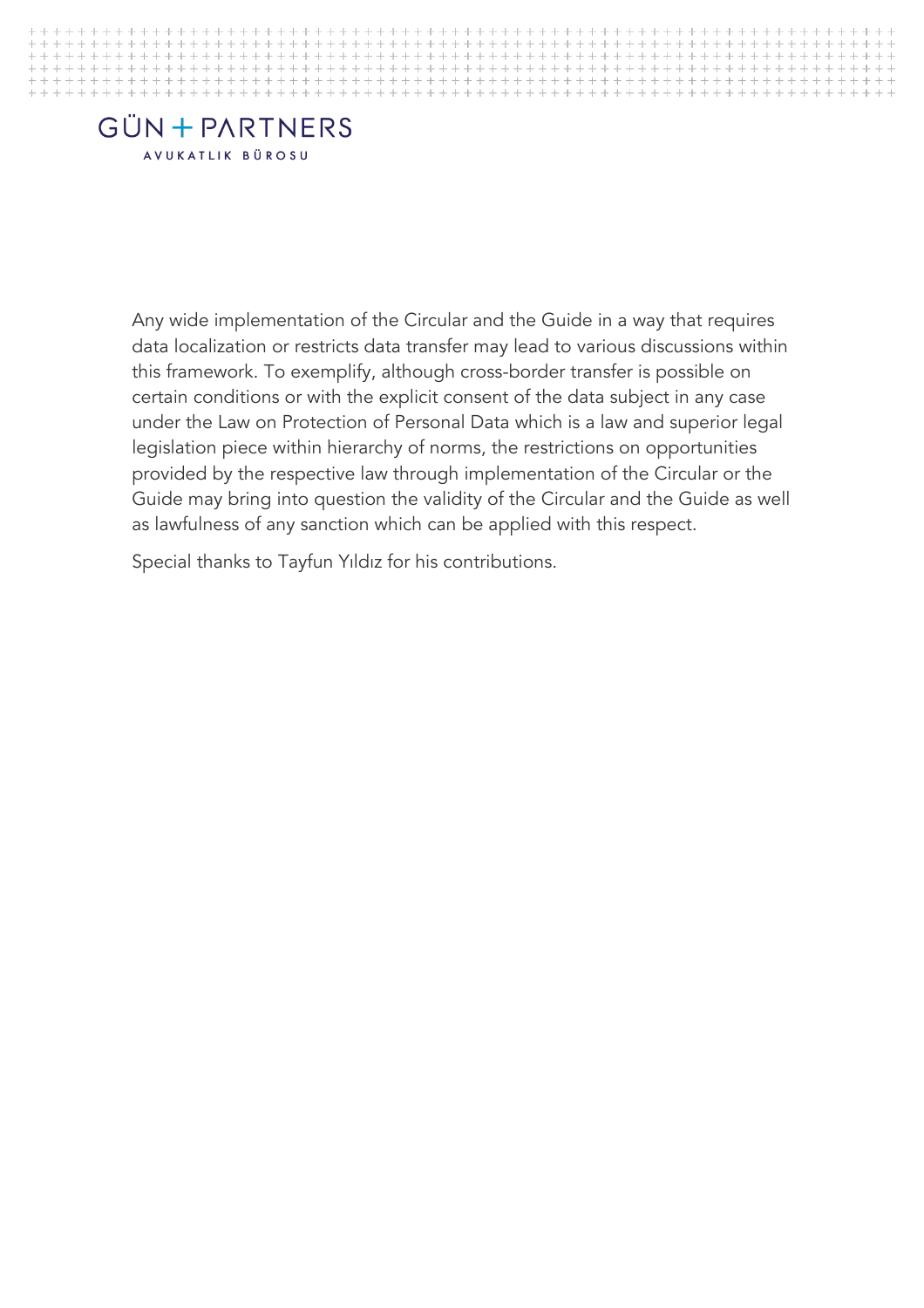Any wide implementation of the Circular and the Guide in a way that requires data localization or restricts data transfer may lead to various discussions within this framework. To exemplify, although cross-border transfer is possible on certain conditions or with the explicit consent of the data subject in any case under the Law on Protection of Personal Data which is a law and superior legal legislation piece within hierarchy of norms, the restrictions on opportunities provided by the respective law through implementation of the Circular or the Guide may bring into question the validity of the Circular and the Guide as well as lawfulness of any sanction which can be applied with this respect.

Special thanks to Tayfun Yıldız for his contributions.